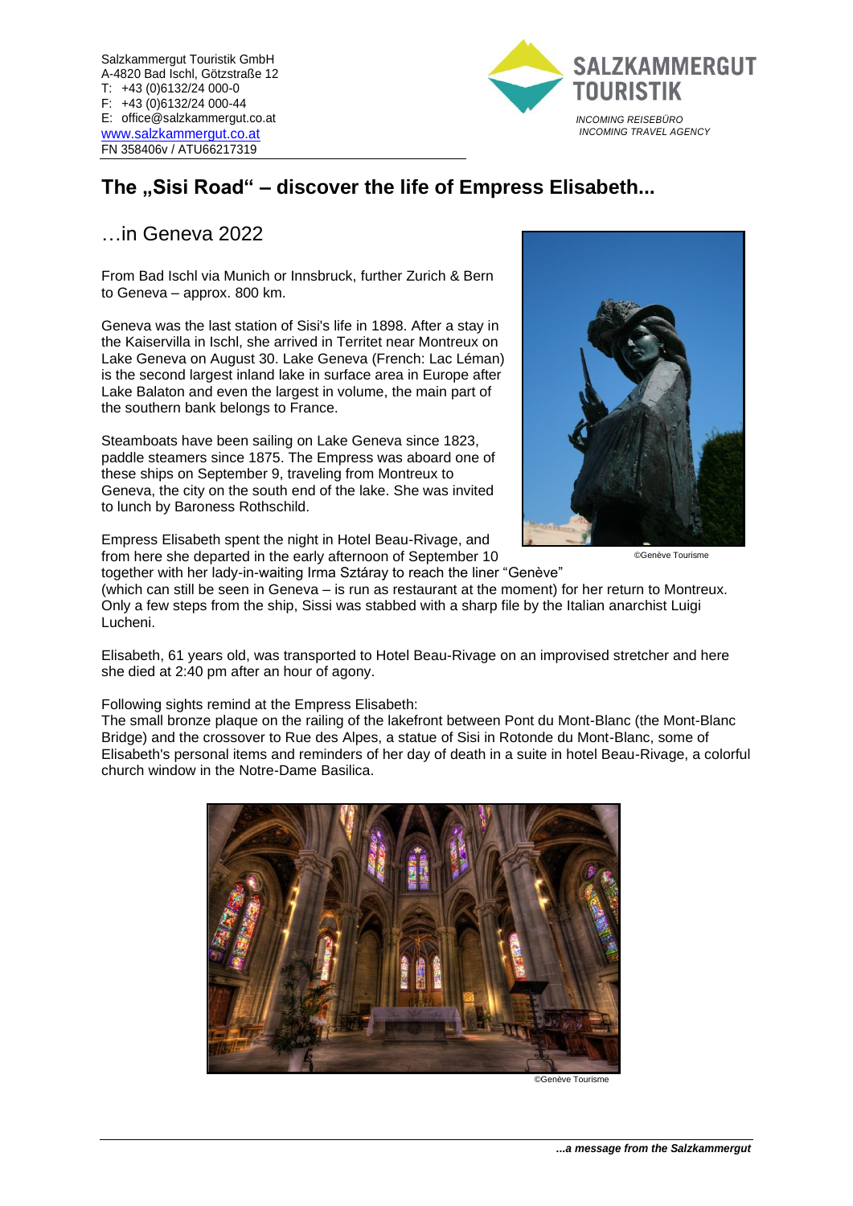Salzkammergut Touristik GmbH
A-4820 Bad Ischl, Götzstraße 12
T: +43 (0)6132/24 000-0
F: +43 (0)6132/24 000-44
E: office@salzkammergut.co.at
www.salzkammergut.co.at
FN 358406v / ATU66217319

SALZKAMMERGUT TOURISTIK
*INCOMING REISEBÜRO*
*INCOMING TRAVEL AGENCY*

# The „Sisi Road" – discover the life of Empress Elisabeth...

## …in Geneva 2022

From Bad Ischl via Munich or Innsbruck, further Zurich & Bern to Geneva – approx. 800 km.

Geneva was the last station of Sisi's life in 1898. After a stay in the Kaiservilla in Ischl, she arrived in Territet near Montreux on Lake Geneva on August 30. Lake Geneva (French: Lac Léman) is the second largest inland lake in surface area in Europe after Lake Balaton and even the largest in volume, the main part of the southern bank belongs to France.

Steamboats have been sailing on Lake Geneva since 1823, paddle steamers since 1875. The Empress was aboard one of these ships on September 9, traveling from Montreux to Geneva, the city on the south end of the lake. She was invited to lunch by Baroness Rothschild.

©Genève Tourisme

Empress Elisabeth spent the night in Hotel Beau-Rivage, and from here she departed in the early afternoon of September 10 together with her lady-in-waiting Irma Sztáray to reach the liner "Genève" (which can still be seen in Geneva – is run as restaurant at the moment) for her return to Montreux. Only a few steps from the ship, Sissi was stabbed with a sharp file by the Italian anarchist Luigi Lucheni.

Elisabeth, 61 years old, was transported to Hotel Beau-Rivage on an improvised stretcher and here she died at 2:40 pm after an hour of agony.

Following sights remind at the Empress Elisabeth:
The small bronze plaque on the railing of the lakefront between Pont du Mont-Blanc (the Mont-Blanc Bridge) and the crossover to Rue des Alpes, a statue of Sisi in Rotonde du Mont-Blanc, some of Elisabeth's personal items and reminders of her day of death in a suite in hotel Beau-Rivage, a colorful church window in the Notre-Dame Basilica.

©Genève Tourisme

***...a message from the Salzkammergut***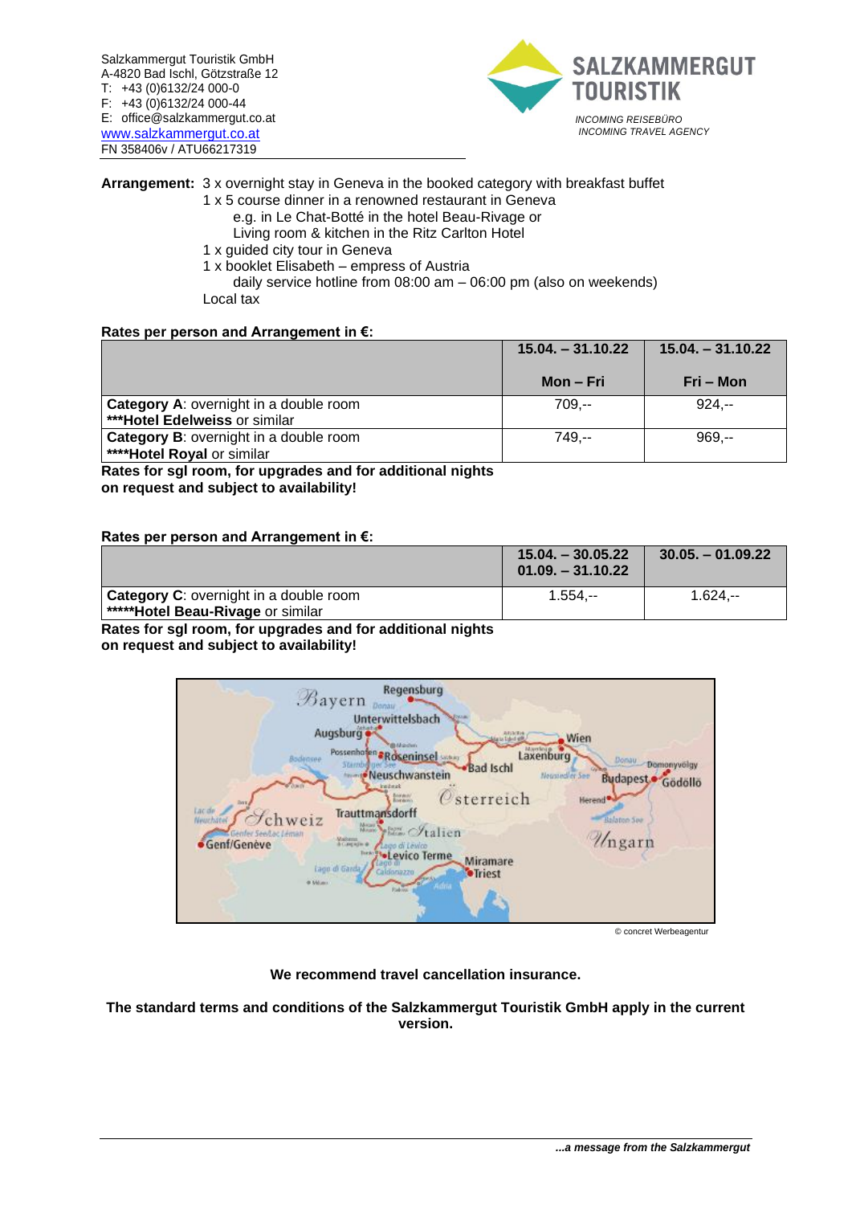Salzkammergut Touristik GmbH
A-4820 Bad Ischl, Götzstraße 12
T: +43 (0)6132/24 000-0
F: +43 (0)6132/24 000-44
E: office@salzkammergut.co.at
www.salzkammergut.co.at
FN 358406v / ATU66217319

SALZKAMMERGUT TOURISTIK
*INCOMING REISEBÜRO*
*INCOMING TRAVEL AGENCY*

**Arrangement:** 3 x overnight stay in Geneva in the booked category with breakfast buffet
1 x 5 course dinner in a renowned restaurant in Geneva
e.g. in Le Chat-Botté in the hotel Beau-Rivage or
Living room & kitchen in the Ritz Carlton Hotel
1 x guided city tour in Geneva
1 x booklet Elisabeth – empress of Austria
daily service hotline from 08:00 am – 06:00 pm (also on weekends)
Local tax

**Rates per person and Arrangement in €:**

| | **15.04. – 31.10.22 Mon – Fri** | **15.04. – 31.10.22 Fri – Mon** |
|---|---|---|
| **Category A**: overnight in a double room ***Hotel Edelweiss** or similar | 709,-- | 924,-- |
| **Category B**: overnight in a double room ****Hotel Royal** or similar | 749,-- | 969,-- |

**Rates for sgl room, for upgrades and for additional nights on request and subject to availability!**

**Rates per person and Arrangement in €:**

| | **15.04. – 30.05.22 01.09. – 31.10.22** | **30.05. – 01.09.22** |
|---|---|---|
| **Category C**: overnight in a double room *****Hotel Beau-Rivage** or similar | 1.554,-- | 1.624,-- |

**Rates for sgl room, for upgrades and for additional nights on request and subject to availability!**

© concret Werbeagentur

**We recommend travel cancellation insurance.**

**The standard terms and conditions of the Salzkammergut Touristik GmbH apply in the current version.**

***...a message from the Salzkammergut***